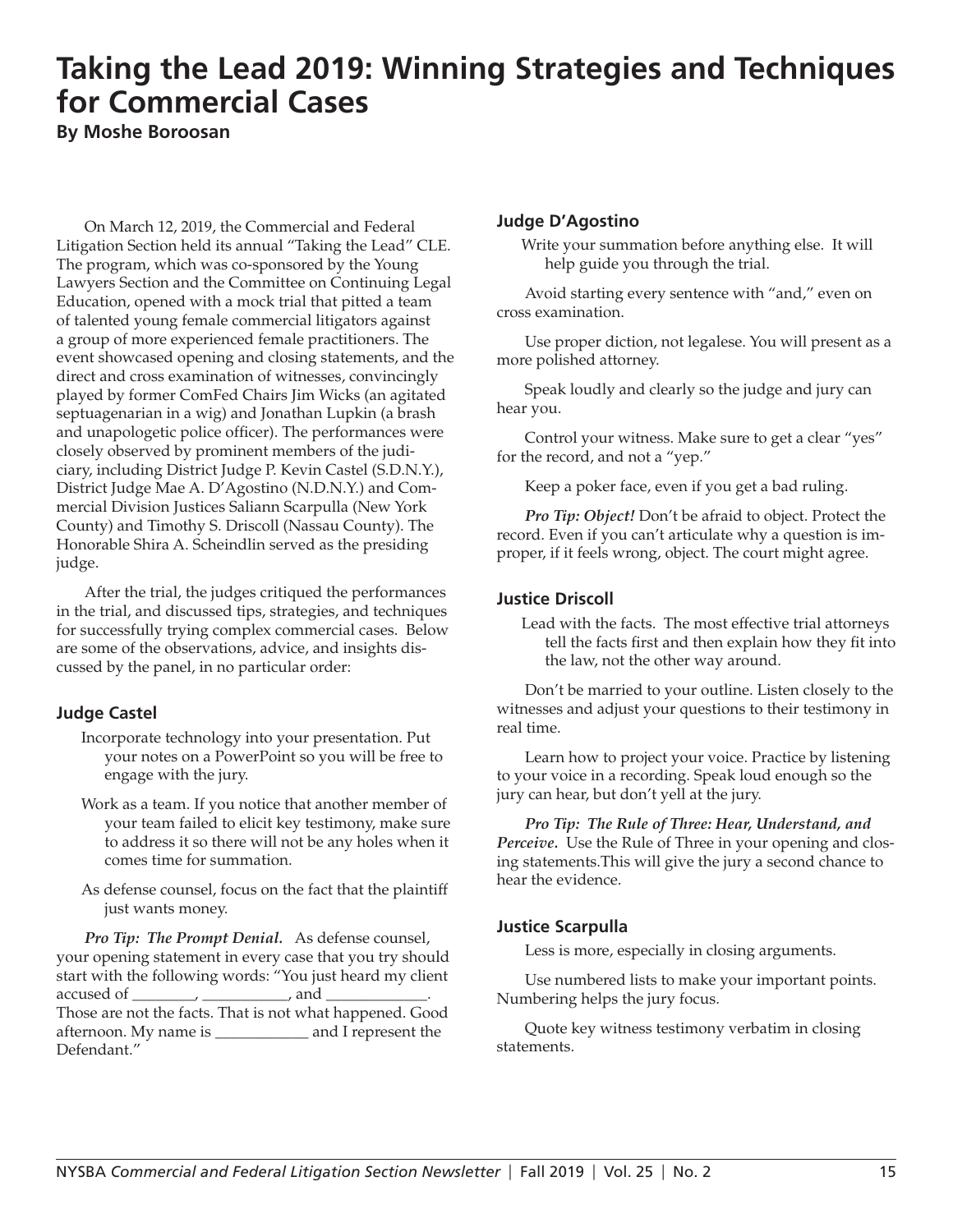# Taking the Lead 2019: Winning Strategies and Techniques for Commercial Cases

**By Moshe Boroosan**

On March 12, 2019, the Commercial and Federal Litigation Section held its annual "Taking the Lead" CLE. The program, which was co-sponsored by the Young Lawyers Section and the Committee on Continuing Legal Education, opened with a mock trial that pitted a team of talented young female commercial litigators against a group of more experienced female practitioners. The event showcased opening and closing statements, and the direct and cross examination of witnesses, convincingly played by former ComFed Chairs Jim Wicks (an agitated septuagenarian in a wig) and Jonathan Lupkin (a brash and unapologetic police officer). The performances were closely observed by prominent members of the judiciary, including District Judge P. Kevin Castel (S.D.N.Y.), District Judge Mae A. D'Agostino (N.D.N.Y.) and Commercial Division Justices Saliann Scarpulla (New York County) and Timothy S. Driscoll (Nassau County). The Honorable Shira A. Scheindlin served as the presiding judge.

After the trial, the judges critiqued the performances in the trial, and discussed tips, strategies, and techniques for successfully trying complex commercial cases. Below are some of the observations, advice, and insights discussed by the panel, in no particular order:

### Judge Castel

Incorporate technology into your presentation. Put your notes on a PowerPoint so you will be free to engage with the jury.

Work as a team. If you notice that another member of your team failed to elicit key testimony, make sure to address it so there will not be any holes when it comes time for summation.

As defense counsel, focus on the fact that the plaintiff just wants money.

***Pro Tip: The Prompt Denial.*** As defense counsel, your opening statement in every case that you try should start with the following words: "You just heard my client accused of ________, ___________, and _____________. Those are not the facts. That is not what happened. Good afternoon. My name is ____________ and I represent the Defendant."

### Judge D'Agostino

Write your summation before anything else. It will help guide you through the trial.

Avoid starting every sentence with "and," even on cross examination.

Use proper diction, not legalese. You will present as a more polished attorney.

Speak loudly and clearly so the judge and jury can hear you.

Control your witness. Make sure to get a clear "yes" for the record, and not a "yep."

Keep a poker face, even if you get a bad ruling.

***Pro Tip: Object!*** Don't be afraid to object. Protect the record. Even if you can't articulate why a question is improper, if it feels wrong, object. The court might agree.

### Justice Driscoll

Lead with the facts. The most effective trial attorneys tell the facts first and then explain how they fit into the law, not the other way around.

Don't be married to your outline. Listen closely to the witnesses and adjust your questions to their testimony in real time.

Learn how to project your voice. Practice by listening to your voice in a recording. Speak loud enough so the jury can hear, but don't yell at the jury.

***Pro Tip: The Rule of Three: Hear, Understand, and Perceive.*** Use the Rule of Three in your opening and closing statements.This will give the jury a second chance to hear the evidence.

### Justice Scarpulla

Less is more, especially in closing arguments.

Use numbered lists to make your important points. Numbering helps the jury focus.

Quote key witness testimony verbatim in closing statements.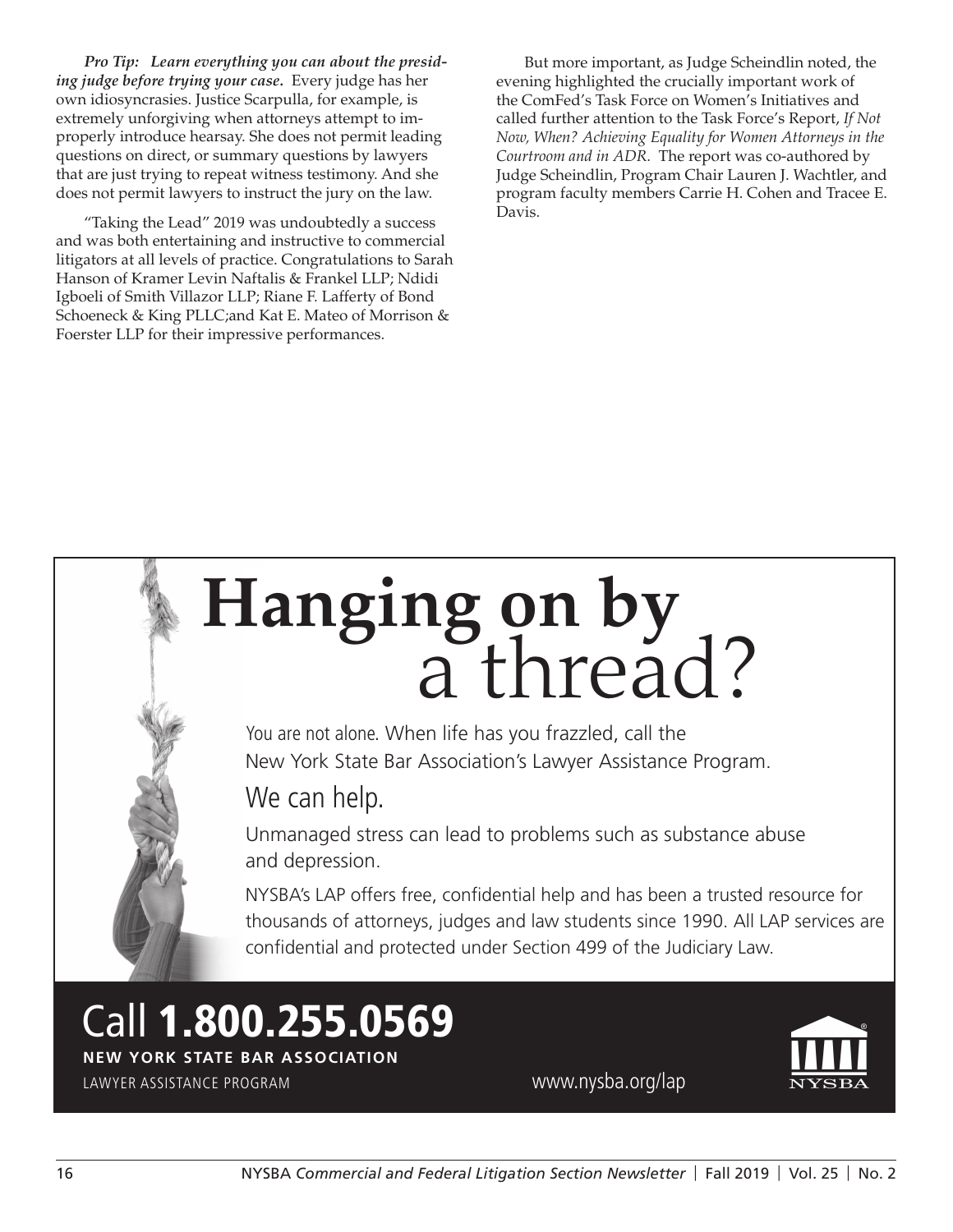***Pro Tip: Learn everything you can about the presiding judge before trying your case.*** Every judge has her own idiosyncrasies. Justice Scarpulla, for example, is extremely unforgiving when attorneys attempt to improperly introduce hearsay. She does not permit leading questions on direct, or summary questions by lawyers that are just trying to repeat witness testimony. And she does not permit lawyers to instruct the jury on the law.

"Taking the Lead" 2019 was undoubtedly a success and was both entertaining and instructive to commercial litigators at all levels of practice. Congratulations to Sarah Hanson of Kramer Levin Naftalis & Frankel LLP; Ndidi Igboeli of Smith Villazor LLP; Riane F. Lafferty of Bond Schoeneck & King PLLC;and Kat E. Mateo of Morrison & Foerster LLP for their impressive performances.

But more important, as Judge Scheindlin noted, the evening highlighted the crucially important work of the ComFed's Task Force on Women's Initiatives and called further attention to the Task Force's Report, *If Not Now, When? Achieving Equality for Women Attorneys in the Courtroom and in ADR*. The report was co-authored by Judge Scheindlin, Program Chair Lauren J. Wachtler, and program faculty members Carrie H. Cohen and Tracee E. Davis.

# Hanging on by a thread?

You are not alone. When life has you frazzled, call the New York State Bar Association's Lawyer Assistance Program.

## We can help.

Unmanaged stress can lead to problems such as substance abuse and depression.

NYSBA's LAP offers free, confidential help and has been a trusted resource for thousands of attorneys, judges and law students since 1990. All LAP services are confidential and protected under Section 499 of the Judiciary Law.

## Call **1.800.255.0569**

**NEW YORK STATE BAR ASSOCIATION**

LAWYER ASSISTANCE PROGRAM

www.nysba.org/lap

NYSBA